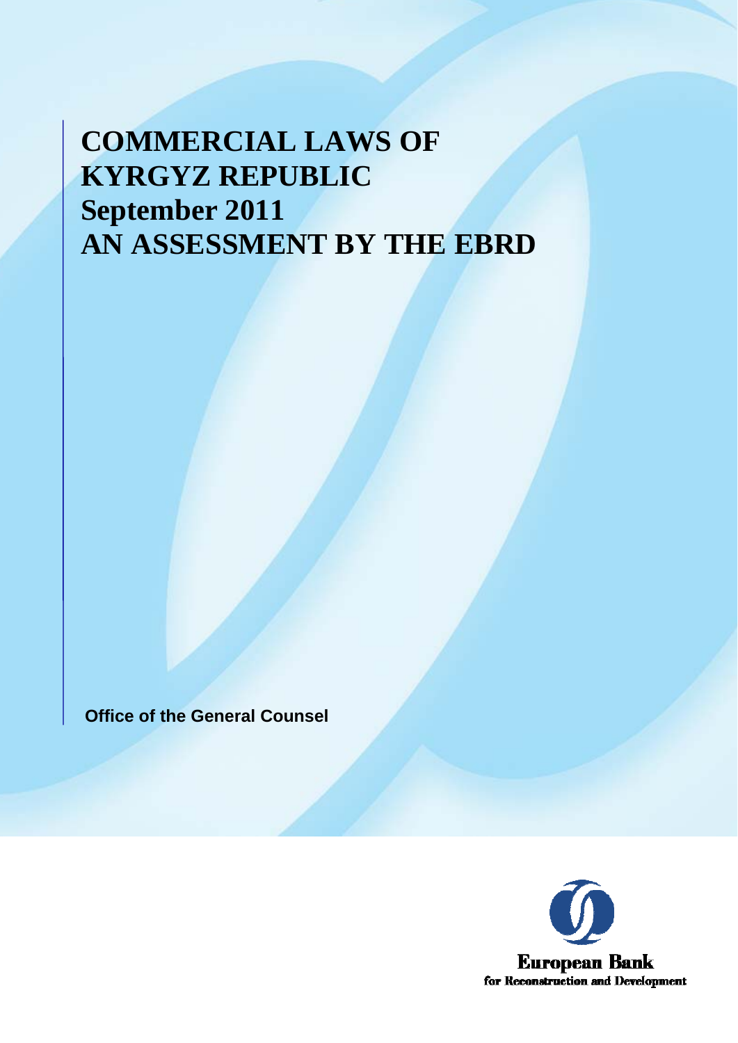# COMMERCIAL LAWS OF KYRGYZ REPUBLIC
# September 2011
# AN ASSESSMENT BY THE EBRD

**Office of the General Counsel**

European Bank
for Reconstruction and Development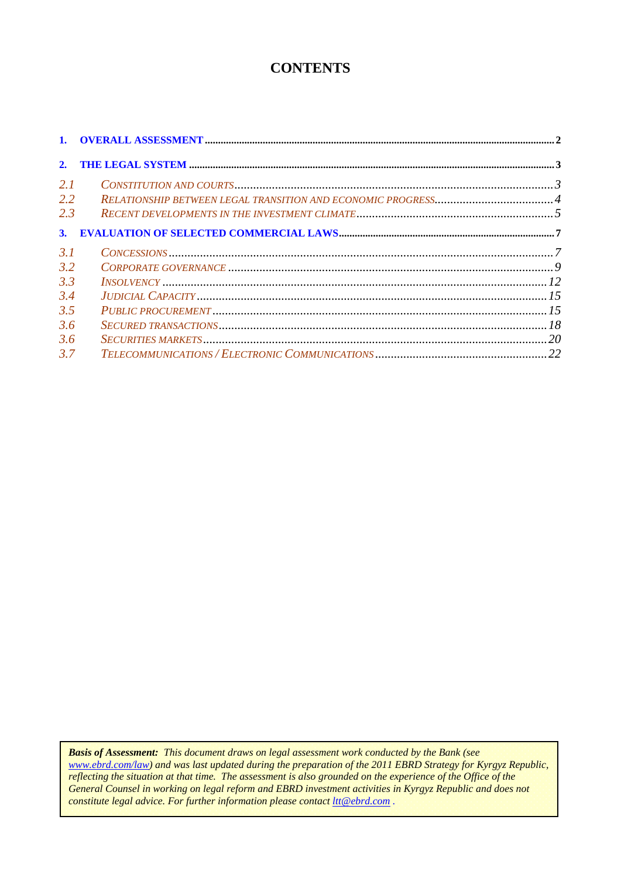# CONTENTS

1. **OVERALL ASSESSMENT** .......... 2

2. **THE LEGAL SYSTEM** .......... 3

*2.1 Constitution and courts* .......... 3
*2.2 Relationship between legal transition and economic progress* .......... 4
*2.3 Recent developments in the investment climate* .......... 5

3. **EVALUATION OF SELECTED COMMERCIAL LAWS** .......... 7

*3.1 Concessions* .......... 7
*3.2 Corporate governance* .......... 9
*3.3 Insolvency* .......... 12
*3.4 Judicial Capacity* .......... 15
*3.5 Public procurement* .......... 15
*3.6 Secured transactions* .......... 18
*3.6 Securities markets* .......... 20
*3.7 Telecommunications / Electronic Communications* .......... 22

***Basis of Assessment:*** *This document draws on legal assessment work conducted by the Bank (see www.ebrd.com/law) and was last updated during the preparation of the 2011 EBRD Strategy for Kyrgyz Republic, reflecting the situation at that time. The assessment is also grounded on the experience of the Office of the General Counsel in working on legal reform and EBRD investment activities in Kyrgyz Republic and does not constitute legal advice. For further information please contact ltt@ebrd.com .*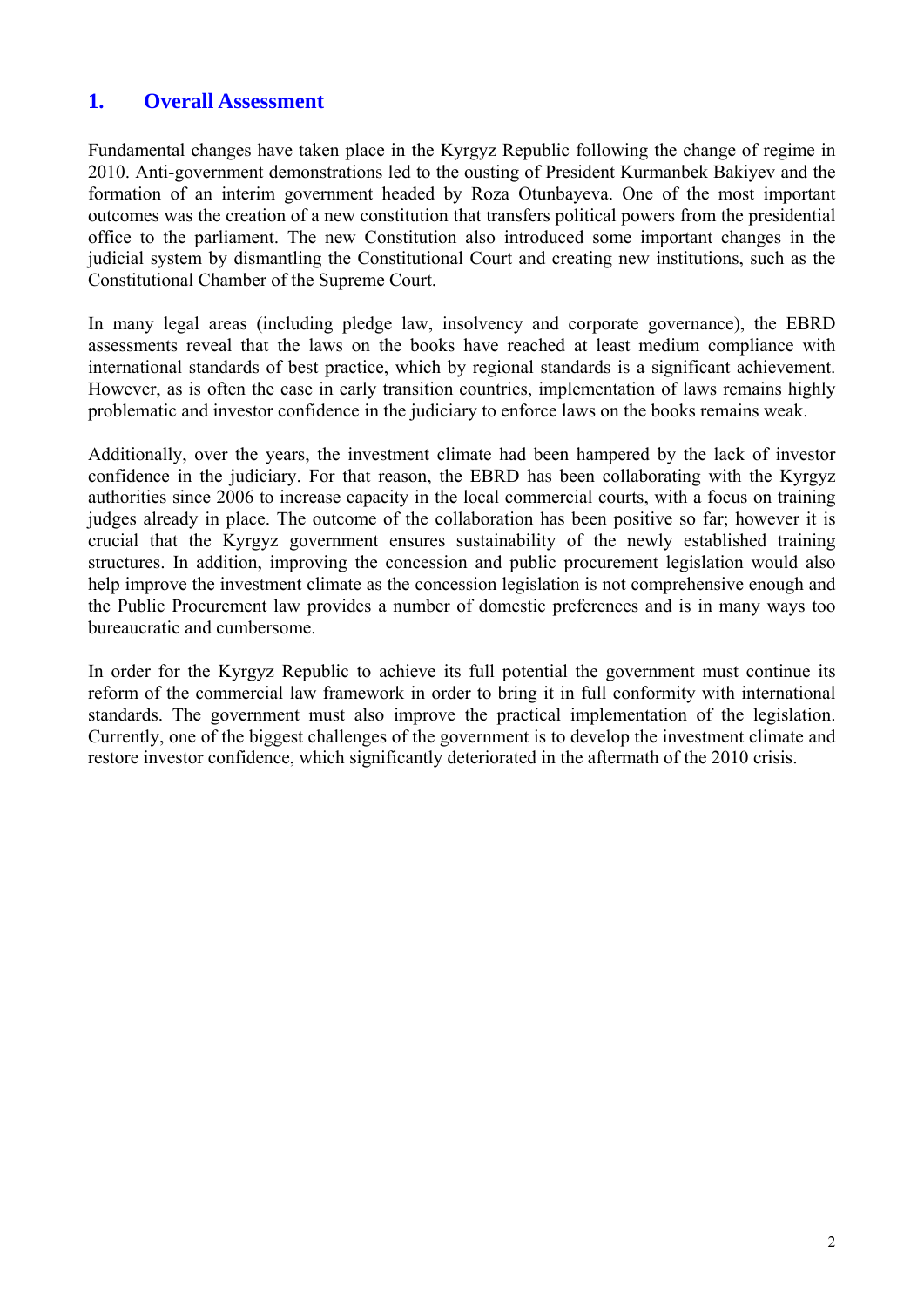## 1. Overall Assessment

Fundamental changes have taken place in the Kyrgyz Republic following the change of regime in 2010. Anti-government demonstrations led to the ousting of President Kurmanbek Bakiyev and the formation of an interim government headed by Roza Otunbayeva. One of the most important outcomes was the creation of a new constitution that transfers political powers from the presidential office to the parliament. The new Constitution also introduced some important changes in the judicial system by dismantling the Constitutional Court and creating new institutions, such as the Constitutional Chamber of the Supreme Court.

In many legal areas (including pledge law, insolvency and corporate governance), the EBRD assessments reveal that the laws on the books have reached at least medium compliance with international standards of best practice, which by regional standards is a significant achievement. However, as is often the case in early transition countries, implementation of laws remains highly problematic and investor confidence in the judiciary to enforce laws on the books remains weak.

Additionally, over the years, the investment climate had been hampered by the lack of investor confidence in the judiciary. For that reason, the EBRD has been collaborating with the Kyrgyz authorities since 2006 to increase capacity in the local commercial courts, with a focus on training judges already in place. The outcome of the collaboration has been positive so far; however it is crucial that the Kyrgyz government ensures sustainability of the newly established training structures. In addition, improving the concession and public procurement legislation would also help improve the investment climate as the concession legislation is not comprehensive enough and the Public Procurement law provides a number of domestic preferences and is in many ways too bureaucratic and cumbersome.

In order for the Kyrgyz Republic to achieve its full potential the government must continue its reform of the commercial law framework in order to bring it in full conformity with international standards. The government must also improve the practical implementation of the legislation. Currently, one of the biggest challenges of the government is to develop the investment climate and restore investor confidence, which significantly deteriorated in the aftermath of the 2010 crisis.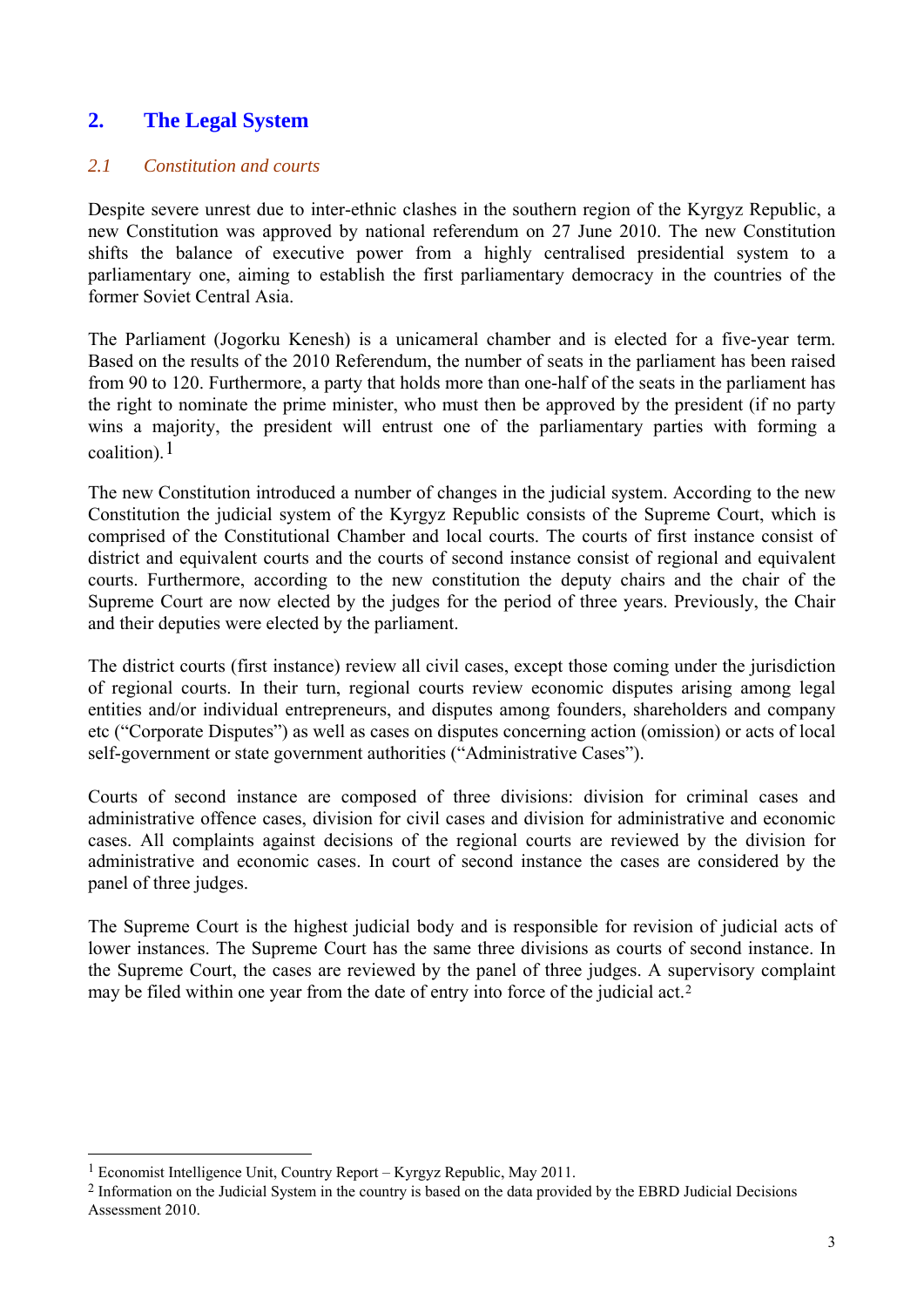## 2. The Legal System

### *2.1 Constitution and courts*

Despite severe unrest due to inter-ethnic clashes in the southern region of the Kyrgyz Republic, a new Constitution was approved by national referendum on 27 June 2010. The new Constitution shifts the balance of executive power from a highly centralised presidential system to a parliamentary one, aiming to establish the first parliamentary democracy in the countries of the former Soviet Central Asia.

The Parliament (Jogorku Kenesh) is a unicameral chamber and is elected for a five-year term. Based on the results of the 2010 Referendum, the number of seats in the parliament has been raised from 90 to 120. Furthermore, a party that holds more than one-half of the seats in the parliament has the right to nominate the prime minister, who must then be approved by the president (if no party wins a majority, the president will entrust one of the parliamentary parties with forming a coalition).[1]

The new Constitution introduced a number of changes in the judicial system. According to the new Constitution the judicial system of the Kyrgyz Republic consists of the Supreme Court, which is comprised of the Constitutional Chamber and local courts. The courts of first instance consist of district and equivalent courts and the courts of second instance consist of regional and equivalent courts. Furthermore, according to the new constitution the deputy chairs and the chair of the Supreme Court are now elected by the judges for the period of three years. Previously, the Chair and their deputies were elected by the parliament.

The district courts (first instance) review all civil cases, except those coming under the jurisdiction of regional courts. In their turn, regional courts review economic disputes arising among legal entities and/or individual entrepreneurs, and disputes among founders, shareholders and company etc ("Corporate Disputes") as well as cases on disputes concerning action (omission) or acts of local self-government or state government authorities ("Administrative Cases").

Courts of second instance are composed of three divisions: division for criminal cases and administrative offence cases, division for civil cases and division for administrative and economic cases. All complaints against decisions of the regional courts are reviewed by the division for administrative and economic cases. In court of second instance the cases are considered by the panel of three judges.

The Supreme Court is the highest judicial body and is responsible for revision of judicial acts of lower instances. The Supreme Court has the same three divisions as courts of second instance. In the Supreme Court, the cases are reviewed by the panel of three judges. A supervisory complaint may be filed within one year from the date of entry into force of the judicial act.[2]

---

[1] Economist Intelligence Unit, Country Report – Kyrgyz Republic, May 2011.

[2] Information on the Judicial System in the country is based on the data provided by the EBRD Judicial Decisions Assessment 2010.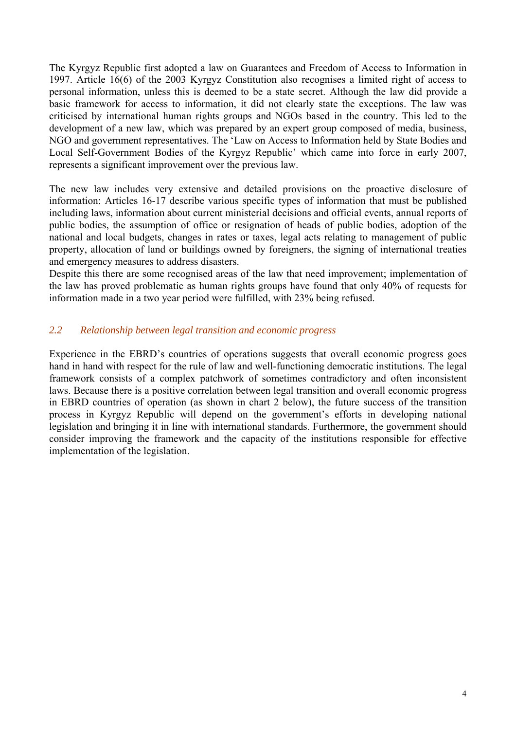The Kyrgyz Republic first adopted a law on Guarantees and Freedom of Access to Information in 1997. Article 16(6) of the 2003 Kyrgyz Constitution also recognises a limited right of access to personal information, unless this is deemed to be a state secret. Although the law did provide a basic framework for access to information, it did not clearly state the exceptions. The law was criticised by international human rights groups and NGOs based in the country. This led to the development of a new law, which was prepared by an expert group composed of media, business, NGO and government representatives. The 'Law on Access to Information held by State Bodies and Local Self-Government Bodies of the Kyrgyz Republic' which came into force in early 2007, represents a significant improvement over the previous law.

The new law includes very extensive and detailed provisions on the proactive disclosure of information: Articles 16-17 describe various specific types of information that must be published including laws, information about current ministerial decisions and official events, annual reports of public bodies, the assumption of office or resignation of heads of public bodies, adoption of the national and local budgets, changes in rates or taxes, legal acts relating to management of public property, allocation of land or buildings owned by foreigners, the signing of international treaties and emergency measures to address disasters.
Despite this there are some recognised areas of the law that need improvement; implementation of the law has proved problematic as human rights groups have found that only 40% of requests for information made in a two year period were fulfilled, with 23% being refused.

## *2.2 Relationship between legal transition and economic progress*

Experience in the EBRD's countries of operations suggests that overall economic progress goes hand in hand with respect for the rule of law and well-functioning democratic institutions. The legal framework consists of a complex patchwork of sometimes contradictory and often inconsistent laws. Because there is a positive correlation between legal transition and overall economic progress in EBRD countries of operation (as shown in chart 2 below), the future success of the transition process in Kyrgyz Republic will depend on the government's efforts in developing national legislation and bringing it in line with international standards. Furthermore, the government should consider improving the framework and the capacity of the institutions responsible for effective implementation of the legislation.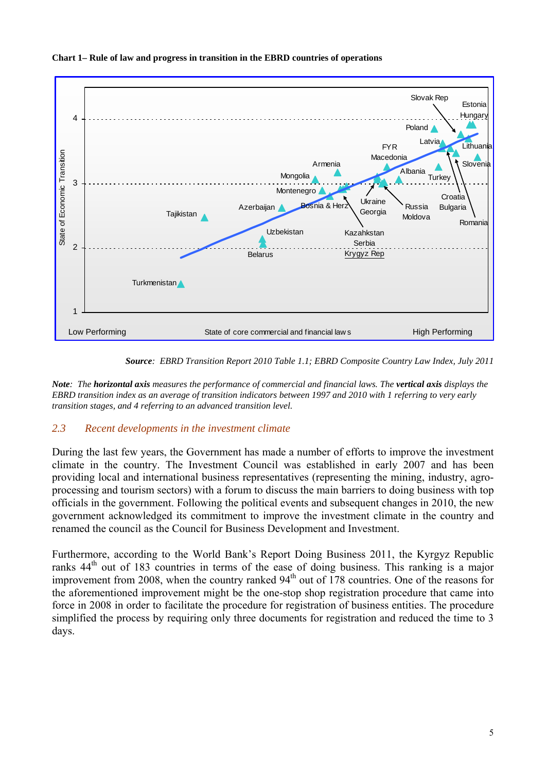**Chart 1– Rule of law and progress in transition in the EBRD countries of operations**

*Source*: *EBRD Transition Report 2010 Table 1.1; EBRD Composite Country Law Index, July 2011*

***Note****: The* ***horizontal axis*** *measures the performance of commercial and financial laws. The* ***vertical axis*** *displays the EBRD transition index as an average of transition indicators between 1997 and 2010 with 1 referring to very early transition stages, and 4 referring to an advanced transition level.*

## *2.3 Recent developments in the investment climate*

During the last few years, the Government has made a number of efforts to improve the investment climate in the country. The Investment Council was established in early 2007 and has been providing local and international business representatives (representing the mining, industry, agro-processing and tourism sectors) with a forum to discuss the main barriers to doing business with top officials in the government. Following the political events and subsequent changes in 2010, the new government acknowledged its commitment to improve the investment climate in the country and renamed the council as the Council for Business Development and Investment.

Furthermore, according to the World Bank's Report Doing Business 2011, the Kyrgyz Republic ranks 44th out of 183 countries in terms of the ease of doing business. This ranking is a major improvement from 2008, when the country ranked 94th out of 178 countries. One of the reasons for the aforementioned improvement might be the one-stop shop registration procedure that came into force in 2008 in order to facilitate the procedure for registration of business entities. The procedure simplified the process by requiring only three documents for registration and reduced the time to 3 days.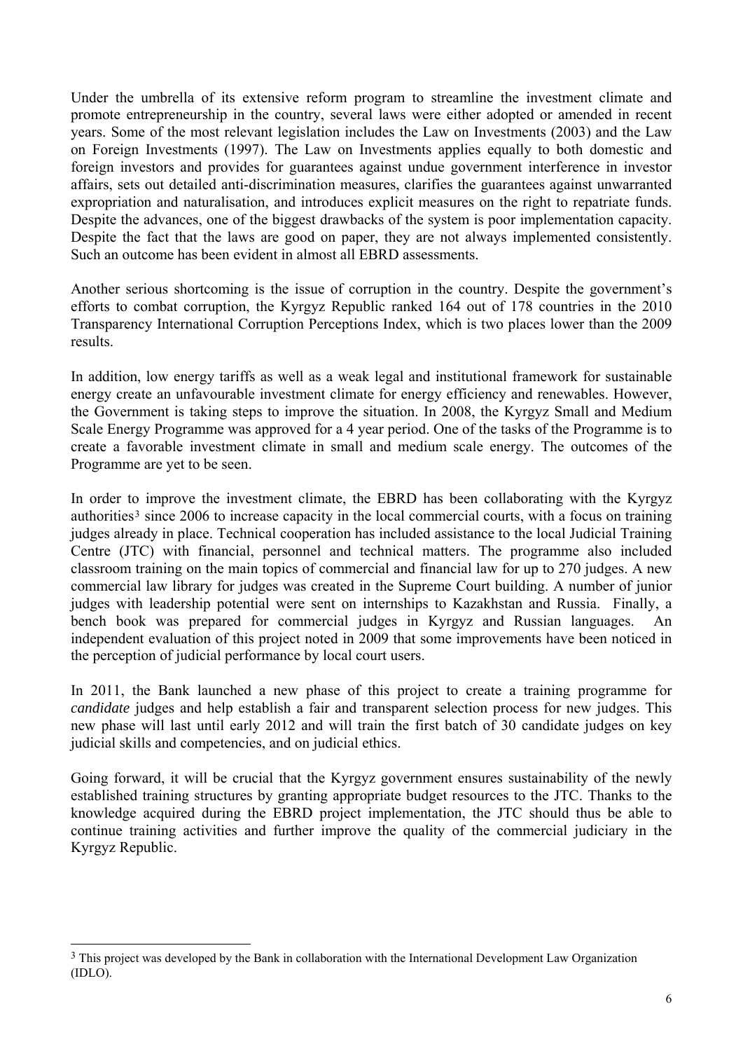Under the umbrella of its extensive reform program to streamline the investment climate and promote entrepreneurship in the country, several laws were either adopted or amended in recent years. Some of the most relevant legislation includes the Law on Investments (2003) and the Law on Foreign Investments (1997). The Law on Investments applies equally to both domestic and foreign investors and provides for guarantees against undue government interference in investor affairs, sets out detailed anti-discrimination measures, clarifies the guarantees against unwarranted expropriation and naturalisation, and introduces explicit measures on the right to repatriate funds. Despite the advances, one of the biggest drawbacks of the system is poor implementation capacity. Despite the fact that the laws are good on paper, they are not always implemented consistently. Such an outcome has been evident in almost all EBRD assessments.

Another serious shortcoming is the issue of corruption in the country. Despite the government's efforts to combat corruption, the Kyrgyz Republic ranked 164 out of 178 countries in the 2010 Transparency International Corruption Perceptions Index, which is two places lower than the 2009 results.

In addition, low energy tariffs as well as a weak legal and institutional framework for sustainable energy create an unfavourable investment climate for energy efficiency and renewables. However, the Government is taking steps to improve the situation. In 2008, the Kyrgyz Small and Medium Scale Energy Programme was approved for a 4 year period. One of the tasks of the Programme is to create a favorable investment climate in small and medium scale energy. The outcomes of the Programme are yet to be seen.

In order to improve the investment climate, the EBRD has been collaborating with the Kyrgyz authorities[3] since 2006 to increase capacity in the local commercial courts, with a focus on training judges already in place. Technical cooperation has included assistance to the local Judicial Training Centre (JTC) with financial, personnel and technical matters. The programme also included classroom training on the main topics of commercial and financial law for up to 270 judges. A new commercial law library for judges was created in the Supreme Court building. A number of junior judges with leadership potential were sent on internships to Kazakhstan and Russia. Finally, a bench book was prepared for commercial judges in Kyrgyz and Russian languages. An independent evaluation of this project noted in 2009 that some improvements have been noticed in the perception of judicial performance by local court users.

In 2011, the Bank launched a new phase of this project to create a training programme for *candidate* judges and help establish a fair and transparent selection process for new judges. This new phase will last until early 2012 and will train the first batch of 30 candidate judges on key judicial skills and competencies, and on judicial ethics.

Going forward, it will be crucial that the Kyrgyz government ensures sustainability of the newly established training structures by granting appropriate budget resources to the JTC. Thanks to the knowledge acquired during the EBRD project implementation, the JTC should thus be able to continue training activities and further improve the quality of the commercial judiciary in the Kyrgyz Republic.

---

[3] This project was developed by the Bank in collaboration with the International Development Law Organization (IDLO).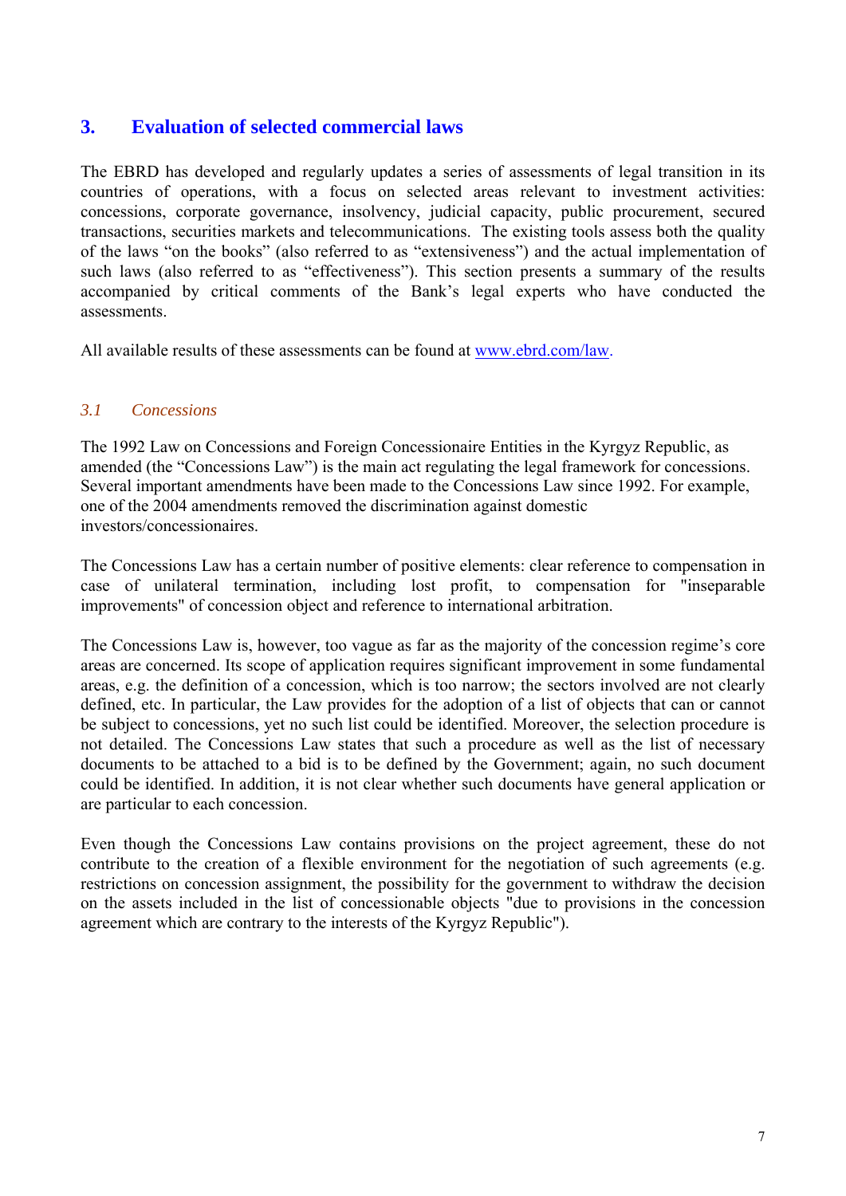## 3. Evaluation of selected commercial laws

The EBRD has developed and regularly updates a series of assessments of legal transition in its countries of operations, with a focus on selected areas relevant to investment activities: concessions, corporate governance, insolvency, judicial capacity, public procurement, secured transactions, securities markets and telecommunications. The existing tools assess both the quality of the laws "on the books" (also referred to as "extensiveness") and the actual implementation of such laws (also referred to as "effectiveness"). This section presents a summary of the results accompanied by critical comments of the Bank's legal experts who have conducted the assessments.

All available results of these assessments can be found at [www.ebrd.com/law](www.ebrd.com/law).

### *3.1 Concessions*

The 1992 Law on Concessions and Foreign Concessionaire Entities in the Kyrgyz Republic, as amended (the "Concessions Law") is the main act regulating the legal framework for concessions. Several important amendments have been made to the Concessions Law since 1992. For example, one of the 2004 amendments removed the discrimination against domestic investors/concessionaires.

The Concessions Law has a certain number of positive elements: clear reference to compensation in case of unilateral termination, including lost profit, to compensation for "inseparable improvements" of concession object and reference to international arbitration.

The Concessions Law is, however, too vague as far as the majority of the concession regime's core areas are concerned. Its scope of application requires significant improvement in some fundamental areas, e.g. the definition of a concession, which is too narrow; the sectors involved are not clearly defined, etc. In particular, the Law provides for the adoption of a list of objects that can or cannot be subject to concessions, yet no such list could be identified. Moreover, the selection procedure is not detailed. The Concessions Law states that such a procedure as well as the list of necessary documents to be attached to a bid is to be defined by the Government; again, no such document could be identified. In addition, it is not clear whether such documents have general application or are particular to each concession.

Even though the Concessions Law contains provisions on the project agreement, these do not contribute to the creation of a flexible environment for the negotiation of such agreements (e.g. restrictions on concession assignment, the possibility for the government to withdraw the decision on the assets included in the list of concessionable objects "due to provisions in the concession agreement which are contrary to the interests of the Kyrgyz Republic").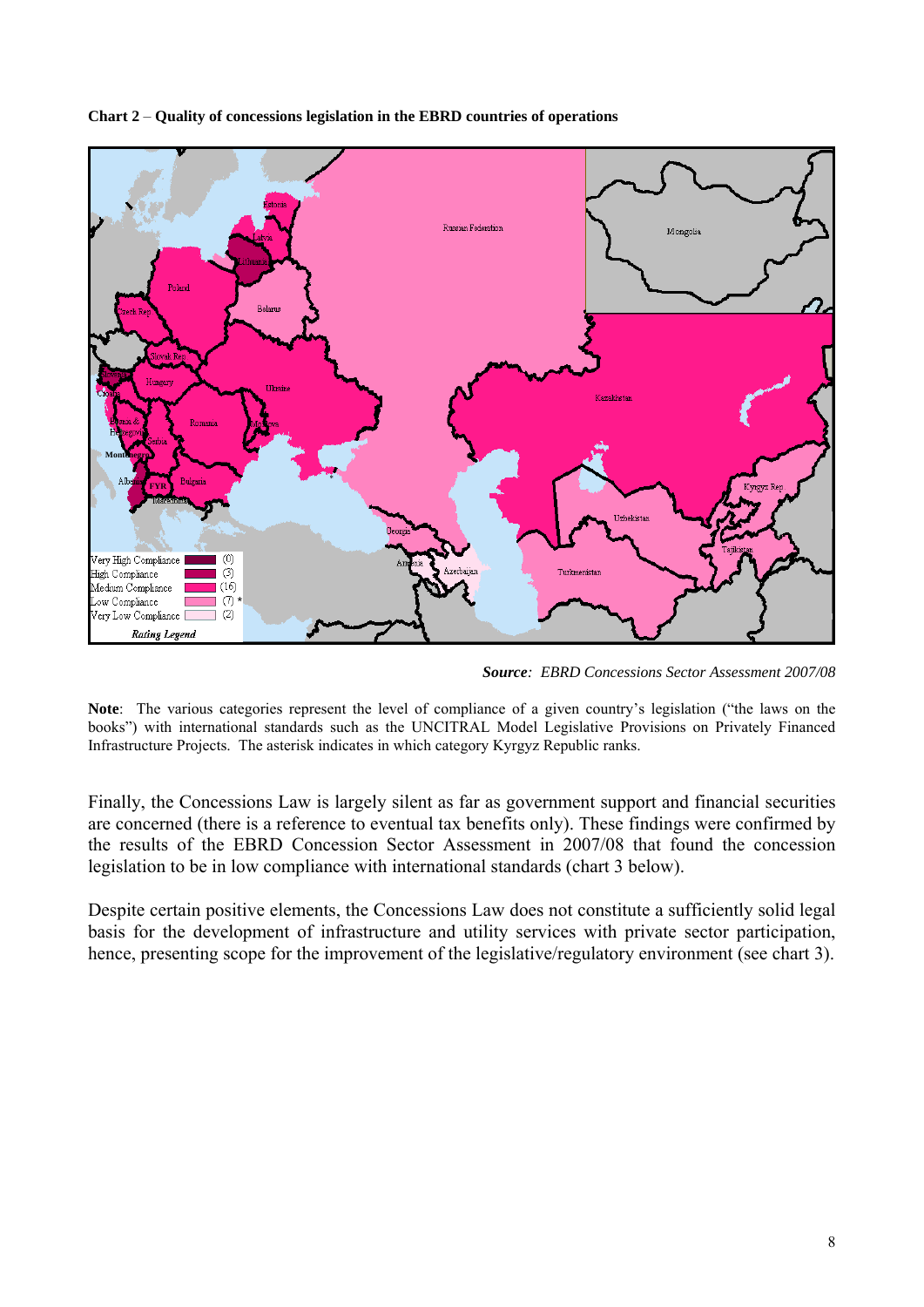**Chart 2** – **Quality of concessions legislation in the EBRD countries of operations**

*Source: EBRD Concessions Sector Assessment 2007/08*

**Note**: The various categories represent the level of compliance of a given country's legislation ("the laws on the books") with international standards such as the UNCITRAL Model Legislative Provisions on Privately Financed Infrastructure Projects. The asterisk indicates in which category Kyrgyz Republic ranks.

Finally, the Concessions Law is largely silent as far as government support and financial securities are concerned (there is a reference to eventual tax benefits only). These findings were confirmed by the results of the EBRD Concession Sector Assessment in 2007/08 that found the concession legislation to be in low compliance with international standards (chart 3 below).

Despite certain positive elements, the Concessions Law does not constitute a sufficiently solid legal basis for the development of infrastructure and utility services with private sector participation, hence, presenting scope for the improvement of the legislative/regulatory environment (see chart 3).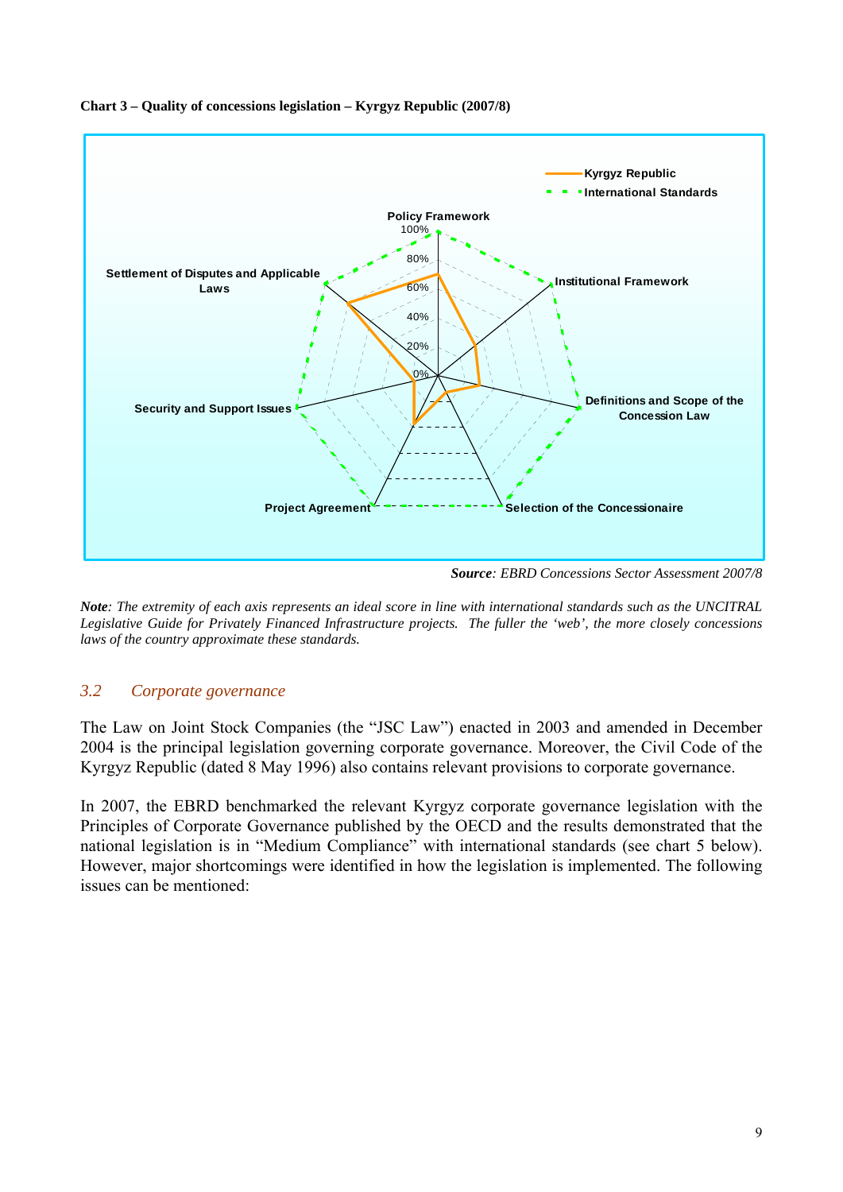**Chart 3 – Quality of concessions legislation – Kyrgyz Republic (2007/8)**

***Source**: EBRD Concessions Sector Assessment 2007/8*

***Note**: The extremity of each axis represents an ideal score in line with international standards such as the UNCITRAL Legislative Guide for Privately Financed Infrastructure projects. The fuller the 'web', the more closely concessions laws of the country approximate these standards.*

## *3.2 Corporate governance*

The Law on Joint Stock Companies (the "JSC Law") enacted in 2003 and amended in December 2004 is the principal legislation governing corporate governance. Moreover, the Civil Code of the Kyrgyz Republic (dated 8 May 1996) also contains relevant provisions to corporate governance.

In 2007, the EBRD benchmarked the relevant Kyrgyz corporate governance legislation with the Principles of Corporate Governance published by the OECD and the results demonstrated that the national legislation is in "Medium Compliance" with international standards (see chart 5 below). However, major shortcomings were identified in how the legislation is implemented. The following issues can be mentioned: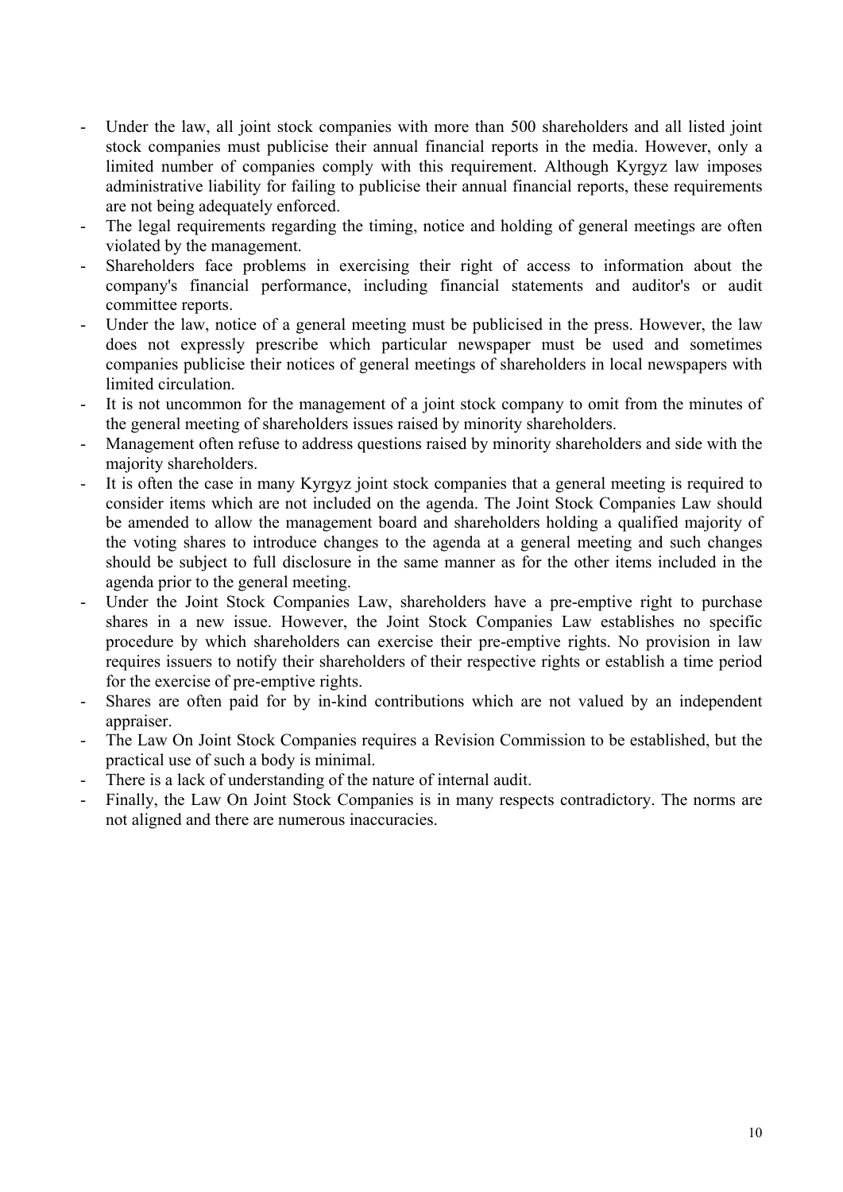- Under the law, all joint stock companies with more than 500 shareholders and all listed joint stock companies must publicise their annual financial reports in the media. However, only a limited number of companies comply with this requirement. Although Kyrgyz law imposes administrative liability for failing to publicise their annual financial reports, these requirements are not being adequately enforced.
- The legal requirements regarding the timing, notice and holding of general meetings are often violated by the management.
- Shareholders face problems in exercising their right of access to information about the company's financial performance, including financial statements and auditor's or audit committee reports.
- Under the law, notice of a general meeting must be publicised in the press. However, the law does not expressly prescribe which particular newspaper must be used and sometimes companies publicise their notices of general meetings of shareholders in local newspapers with limited circulation.
- It is not uncommon for the management of a joint stock company to omit from the minutes of the general meeting of shareholders issues raised by minority shareholders.
- Management often refuse to address questions raised by minority shareholders and side with the majority shareholders.
- It is often the case in many Kyrgyz joint stock companies that a general meeting is required to consider items which are not included on the agenda. The Joint Stock Companies Law should be amended to allow the management board and shareholders holding a qualified majority of the voting shares to introduce changes to the agenda at a general meeting and such changes should be subject to full disclosure in the same manner as for the other items included in the agenda prior to the general meeting.
- Under the Joint Stock Companies Law, shareholders have a pre-emptive right to purchase shares in a new issue. However, the Joint Stock Companies Law establishes no specific procedure by which shareholders can exercise their pre-emptive rights. No provision in law requires issuers to notify their shareholders of their respective rights or establish a time period for the exercise of pre-emptive rights.
- Shares are often paid for by in-kind contributions which are not valued by an independent appraiser.
- The Law On Joint Stock Companies requires a Revision Commission to be established, but the practical use of such a body is minimal.
- There is a lack of understanding of the nature of internal audit.
- Finally, the Law On Joint Stock Companies is in many respects contradictory. The norms are not aligned and there are numerous inaccuracies.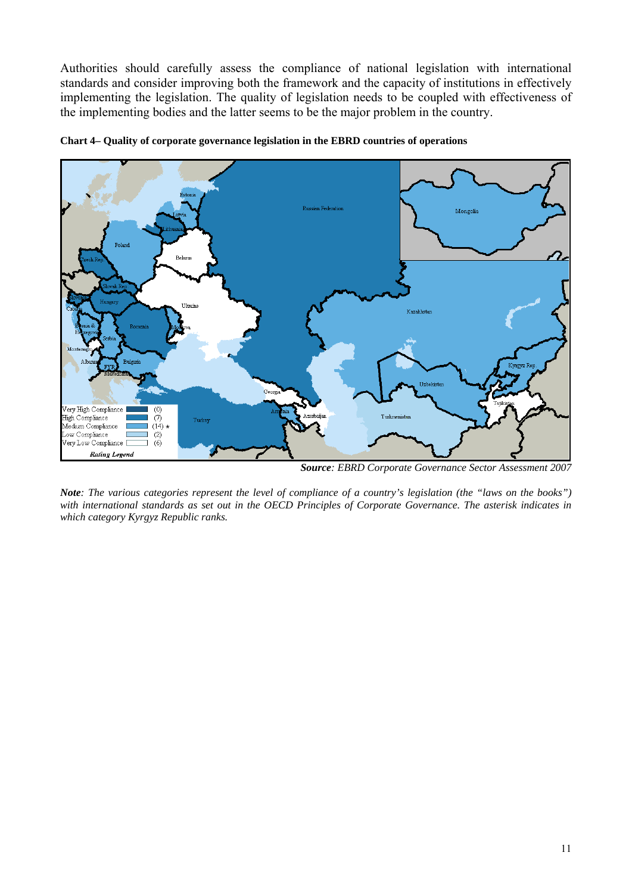Authorities should carefully assess the compliance of national legislation with international standards and consider improving both the framework and the capacity of institutions in effectively implementing the legislation. The quality of legislation needs to be coupled with effectiveness of the implementing bodies and the latter seems to be the major problem in the country.

**Chart 4– Quality of corporate governance legislation in the EBRD countries of operations**

| Rating Legend | |
|---|---|
| Very High Compliance | (0) |
| High Compliance | (7) |
| Medium Compliance | (14) * |
| Low Compliance | (2) |
| Very Low Compliance | (6) |

***Source**: EBRD Corporate Governance Sector Assessment 2007*

***Note**: The various categories represent the level of compliance of a country's legislation (the "laws on the books") with international standards as set out in the OECD Principles of Corporate Governance. The asterisk indicates in which category Kyrgyz Republic ranks.*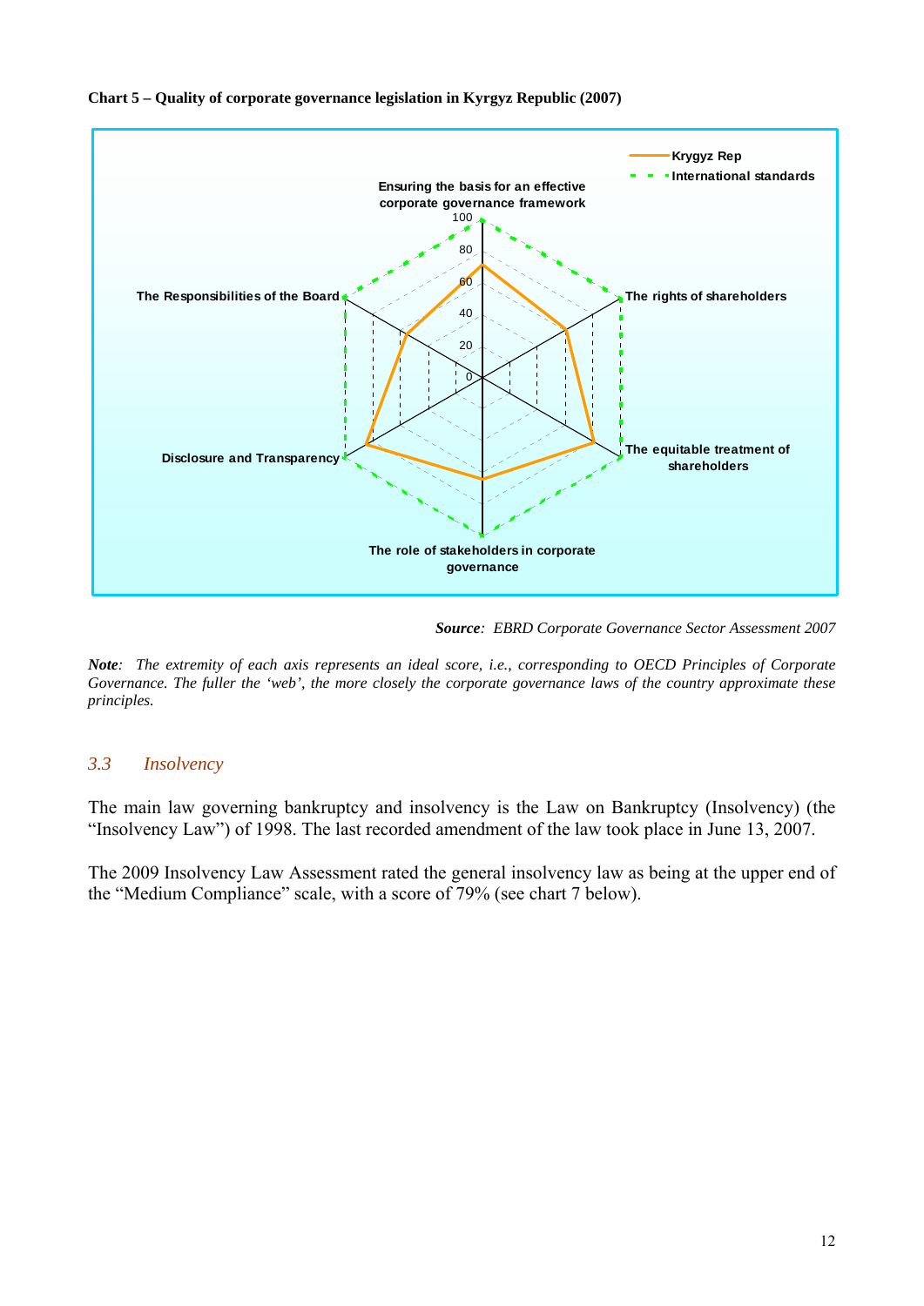**Chart 5 – Quality of corporate governance legislation in Kyrgyz Republic (2007)**

*Source: EBRD Corporate Governance Sector Assessment 2007*

***Note**: The extremity of each axis represents an ideal score, i.e., corresponding to OECD Principles of Corporate Governance. The fuller the 'web', the more closely the corporate governance laws of the country approximate these principles.*

### *3.3 Insolvency*

The main law governing bankruptcy and insolvency is the Law on Bankruptcy (Insolvency) (the "Insolvency Law") of 1998. The last recorded amendment of the law took place in June 13, 2007.

The 2009 Insolvency Law Assessment rated the general insolvency law as being at the upper end of the "Medium Compliance" scale, with a score of 79% (see chart 7 below).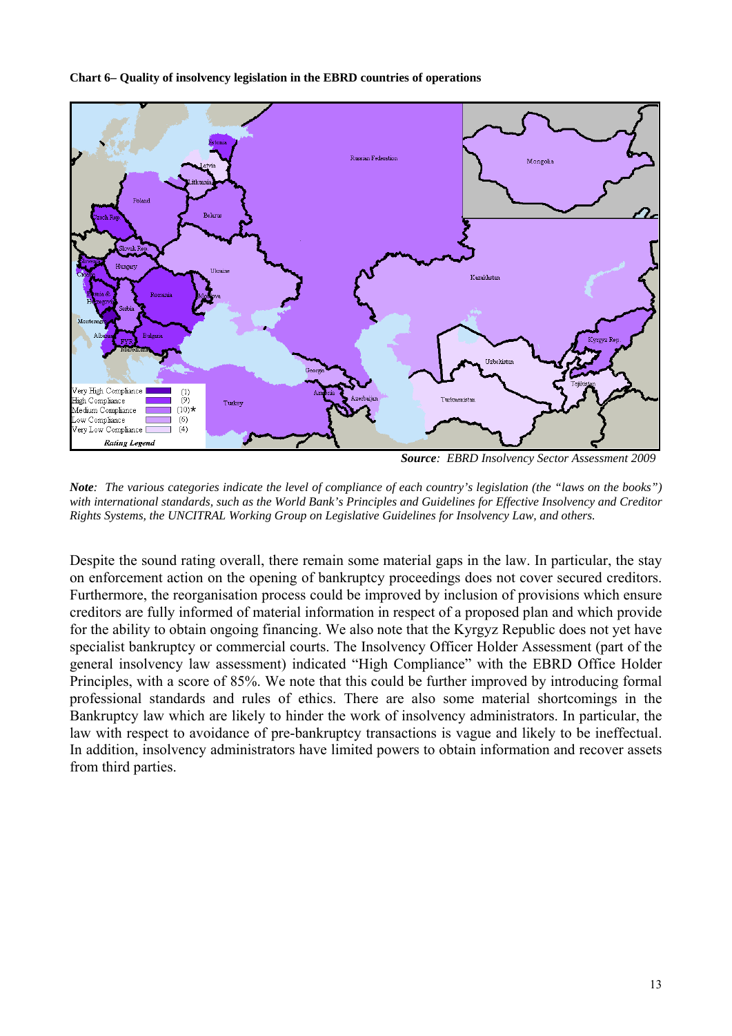**Chart 6– Quality of insolvency legislation in the EBRD countries of operations**

*Source: EBRD Insolvency Sector Assessment 2009*

***Note**: The various categories indicate the level of compliance of each country's legislation (the "laws on the books") with international standards, such as the World Bank's Principles and Guidelines for Effective Insolvency and Creditor Rights Systems, the UNCITRAL Working Group on Legislative Guidelines for Insolvency Law, and others.*

Despite the sound rating overall, there remain some material gaps in the law. In particular, the stay on enforcement action on the opening of bankruptcy proceedings does not cover secured creditors. Furthermore, the reorganisation process could be improved by inclusion of provisions which ensure creditors are fully informed of material information in respect of a proposed plan and which provide for the ability to obtain ongoing financing. We also note that the Kyrgyz Republic does not yet have specialist bankruptcy or commercial courts. The Insolvency Officer Holder Assessment (part of the general insolvency law assessment) indicated "High Compliance" with the EBRD Office Holder Principles, with a score of 85%. We note that this could be further improved by introducing formal professional standards and rules of ethics. There are also some material shortcomings in the Bankruptcy law which are likely to hinder the work of insolvency administrators. In particular, the law with respect to avoidance of pre-bankruptcy transactions is vague and likely to be ineffectual. In addition, insolvency administrators have limited powers to obtain information and recover assets from third parties.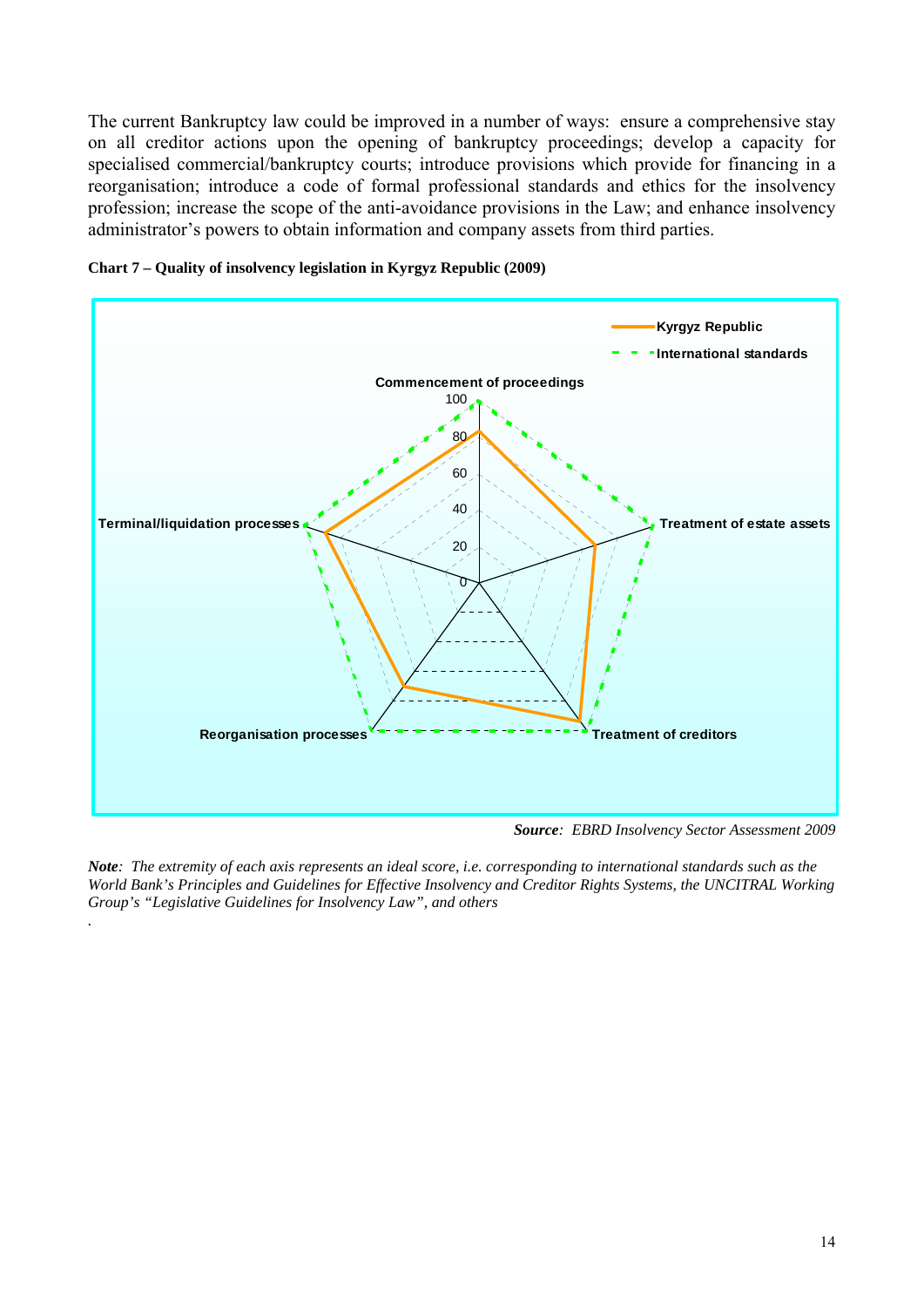The current Bankruptcy law could be improved in a number of ways: ensure a comprehensive stay on all creditor actions upon the opening of bankruptcy proceedings; develop a capacity for specialised commercial/bankruptcy courts; introduce provisions which provide for financing in a reorganisation; introduce a code of formal professional standards and ethics for the insolvency profession; increase the scope of the anti-avoidance provisions in the Law; and enhance insolvency administrator's powers to obtain information and company assets from third parties.

**Chart 7 – Quality of insolvency legislation in Kyrgyz Republic (2009)**

*Source*: *EBRD Insolvency Sector Assessment 2009*

***Note****: The extremity of each axis represents an ideal score, i.e. corresponding to international standards such as the World Bank's Principles and Guidelines for Effective Insolvency and Creditor Rights Systems, the UNCITRAL Working Group's "Legislative Guidelines for Insolvency Law", and others*

.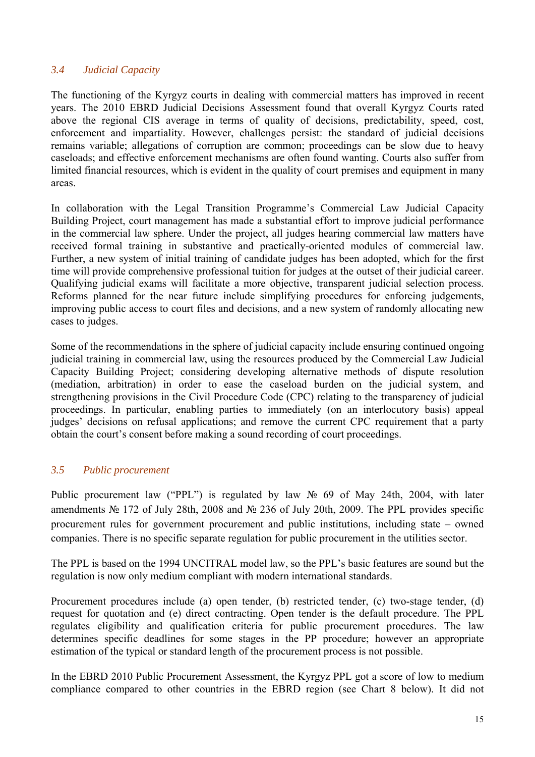### *3.4 Judicial Capacity*

The functioning of the Kyrgyz courts in dealing with commercial matters has improved in recent years. The 2010 EBRD Judicial Decisions Assessment found that overall Kyrgyz Courts rated above the regional CIS average in terms of quality of decisions, predictability, speed, cost, enforcement and impartiality. However, challenges persist: the standard of judicial decisions remains variable; allegations of corruption are common; proceedings can be slow due to heavy caseloads; and effective enforcement mechanisms are often found wanting. Courts also suffer from limited financial resources, which is evident in the quality of court premises and equipment in many areas.

In collaboration with the Legal Transition Programme's Commercial Law Judicial Capacity Building Project, court management has made a substantial effort to improve judicial performance in the commercial law sphere. Under the project, all judges hearing commercial law matters have received formal training in substantive and practically-oriented modules of commercial law. Further, a new system of initial training of candidate judges has been adopted, which for the first time will provide comprehensive professional tuition for judges at the outset of their judicial career. Qualifying judicial exams will facilitate a more objective, transparent judicial selection process. Reforms planned for the near future include simplifying procedures for enforcing judgements, improving public access to court files and decisions, and a new system of randomly allocating new cases to judges.

Some of the recommendations in the sphere of judicial capacity include ensuring continued ongoing judicial training in commercial law, using the resources produced by the Commercial Law Judicial Capacity Building Project; considering developing alternative methods of dispute resolution (mediation, arbitration) in order to ease the caseload burden on the judicial system, and strengthening provisions in the Civil Procedure Code (CPC) relating to the transparency of judicial proceedings. In particular, enabling parties to immediately (on an interlocutory basis) appeal judges' decisions on refusal applications; and remove the current CPC requirement that a party obtain the court's consent before making a sound recording of court proceedings.

### *3.5 Public procurement*

Public procurement law ("PPL") is regulated by law № 69 of May 24th, 2004, with later amendments № 172 of July 28th, 2008 and № 236 of July 20th, 2009. The PPL provides specific procurement rules for government procurement and public institutions, including state – owned companies. There is no specific separate regulation for public procurement in the utilities sector.

The PPL is based on the 1994 UNCITRAL model law, so the PPL's basic features are sound but the regulation is now only medium compliant with modern international standards.

Procurement procedures include (a) open tender, (b) restricted tender, (c) two-stage tender, (d) request for quotation and (e) direct contracting. Open tender is the default procedure. The PPL regulates eligibility and qualification criteria for public procurement procedures. The law determines specific deadlines for some stages in the PP procedure; however an appropriate estimation of the typical or standard length of the procurement process is not possible.

In the EBRD 2010 Public Procurement Assessment, the Kyrgyz PPL got a score of low to medium compliance compared to other countries in the EBRD region (see Chart 8 below). It did not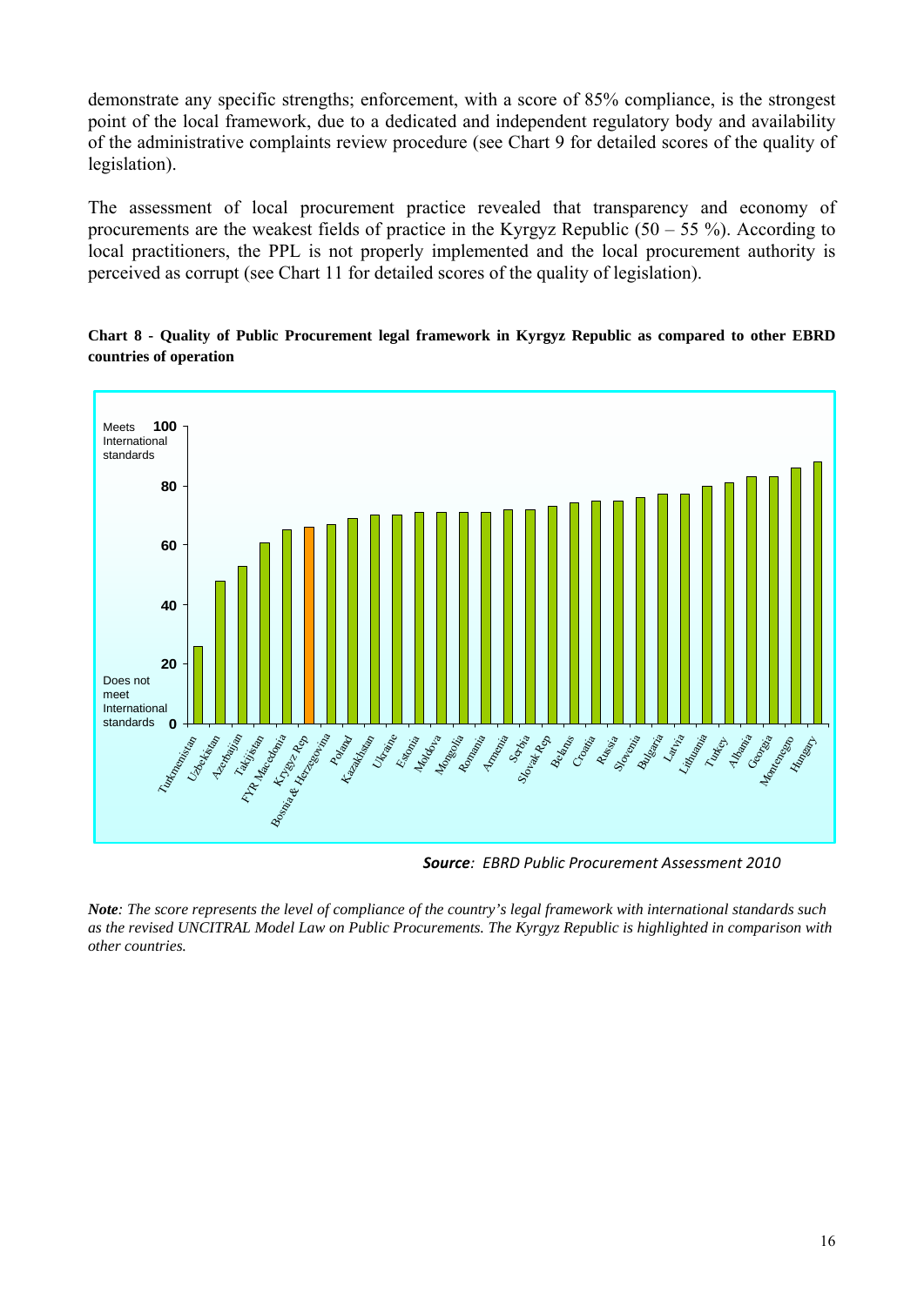demonstrate any specific strengths; enforcement, with a score of 85% compliance, is the strongest point of the local framework, due to a dedicated and independent regulatory body and availability of the administrative complaints review procedure (see Chart 9 for detailed scores of the quality of legislation).

The assessment of local procurement practice revealed that transparency and economy of procurements are the weakest fields of practice in the Kyrgyz Republic (50 – 55 %). According to local practitioners, the PPL is not properly implemented and the local procurement authority is perceived as corrupt (see Chart 11 for detailed scores of the quality of legislation).

**Chart 8 - Quality of Public Procurement legal framework in Kyrgyz Republic as compared to other EBRD countries of operation**

Meets International standards 100

80

60

40

20

Does not meet International standards 0

Turkmenistan, Uzbekistan, Azerbaijan, Takijistan, FYR Macedonia, Krygyz Rep, Bosnia & Herzegovina, Poland, Kazakhstan, Ukraine, Estonia, Moldova, Mongolia, Romania, Armenia, Serbia, Slovak Rep, Belarus, Croatia, Russia, Slovenia, Bulgaria, Latvia, Lithuania, Turkey, Albania, Georgia, Montenegro, Hungary

***Source**: EBRD Public Procurement Assessment 2010*

***Note**: The score represents the level of compliance of the country's legal framework with international standards such as the revised UNCITRAL Model Law on Public Procurements. The Kyrgyz Republic is highlighted in comparison with other countries.*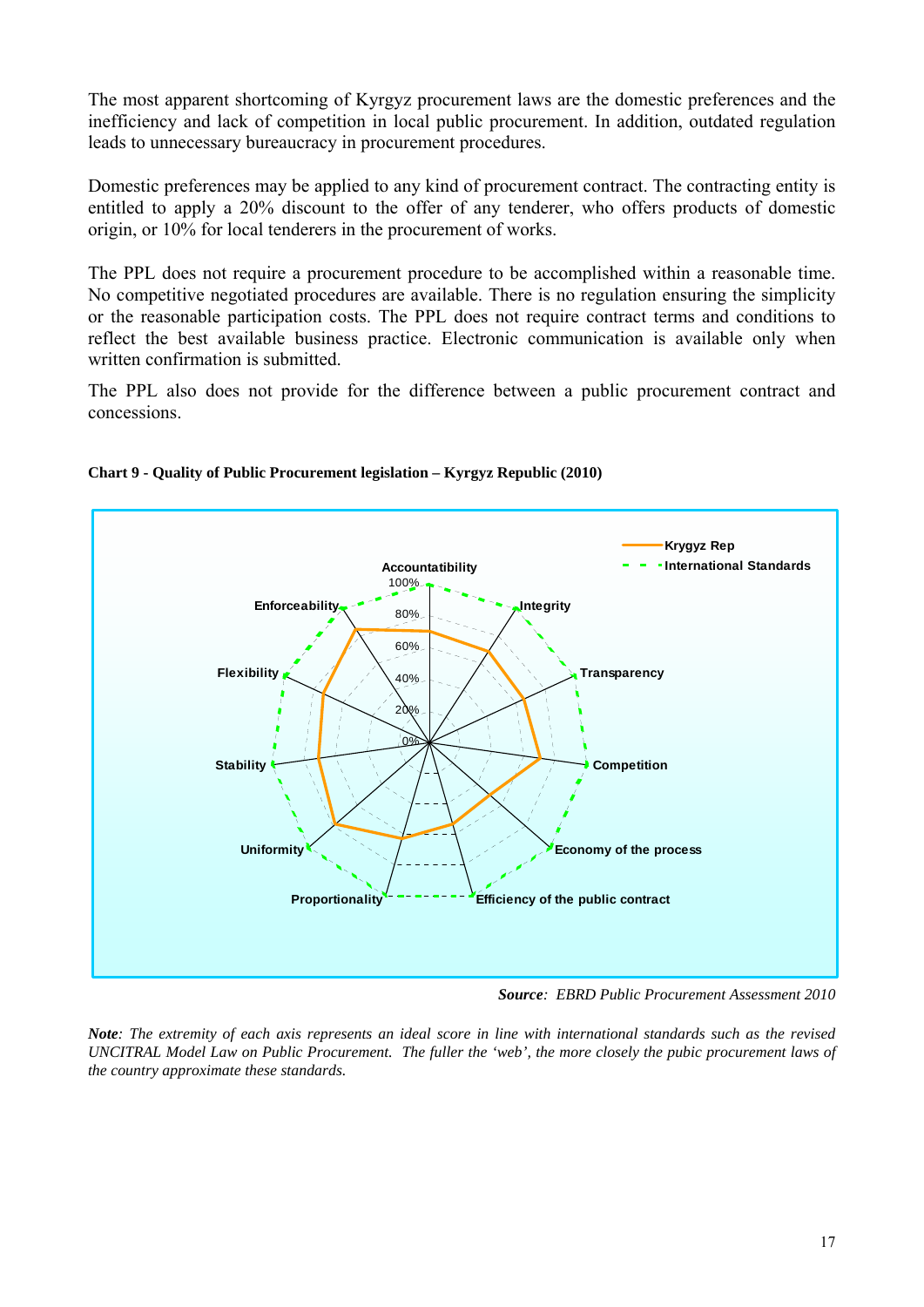The most apparent shortcoming of Kyrgyz procurement laws are the domestic preferences and the inefficiency and lack of competition in local public procurement. In addition, outdated regulation leads to unnecessary bureaucracy in procurement procedures.

Domestic preferences may be applied to any kind of procurement contract. The contracting entity is entitled to apply a 20% discount to the offer of any tenderer, who offers products of domestic origin, or 10% for local tenderers in the procurement of works.

The PPL does not require a procurement procedure to be accomplished within a reasonable time. No competitive negotiated procedures are available. There is no regulation ensuring the simplicity or the reasonable participation costs. The PPL does not require contract terms and conditions to reflect the best available business practice. Electronic communication is available only when written confirmation is submitted.

The PPL also does not provide for the difference between a public procurement contract and concessions.

**Chart 9 - Quality of Public Procurement legislation – Kyrgyz Republic (2010)**

***Source**: EBRD Public Procurement Assessment 2010*

***Note**: The extremity of each axis represents an ideal score in line with international standards such as the revised UNCITRAL Model Law on Public Procurement. The fuller the 'web', the more closely the pubic procurement laws of the country approximate these standards.*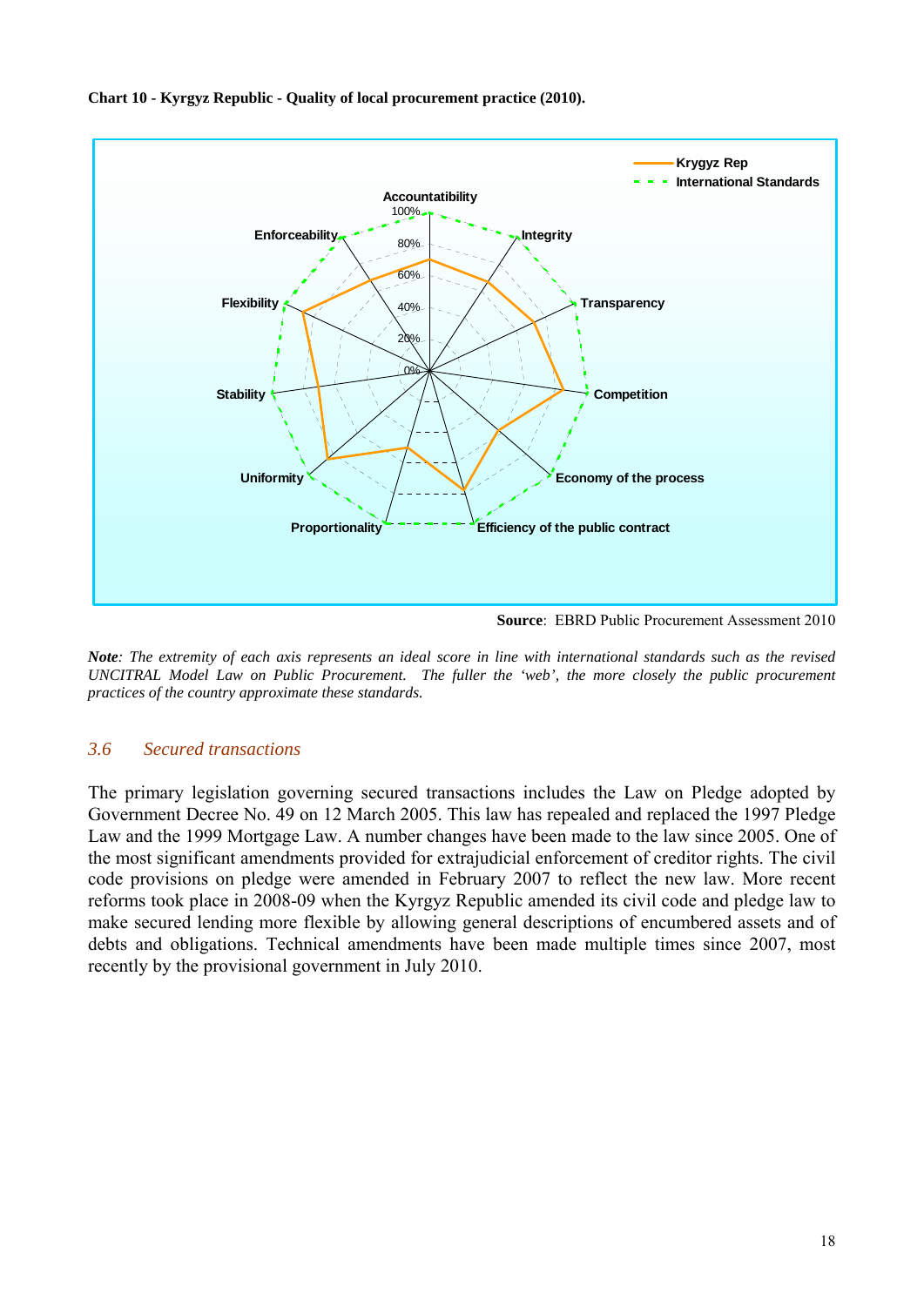**Chart 10 - Kyrgyz Republic - Quality of local procurement practice (2010).**

**Source**: EBRD Public Procurement Assessment 2010

***Note**: The extremity of each axis represents an ideal score in line with international standards such as the revised UNCITRAL Model Law on Public Procurement. The fuller the 'web', the more closely the public procurement practices of the country approximate these standards.*

### *3.6 Secured transactions*

The primary legislation governing secured transactions includes the Law on Pledge adopted by Government Decree No. 49 on 12 March 2005. This law has repealed and replaced the 1997 Pledge Law and the 1999 Mortgage Law. A number changes have been made to the law since 2005. One of the most significant amendments provided for extrajudicial enforcement of creditor rights. The civil code provisions on pledge were amended in February 2007 to reflect the new law. More recent reforms took place in 2008-09 when the Kyrgyz Republic amended its civil code and pledge law to make secured lending more flexible by allowing general descriptions of encumbered assets and of debts and obligations. Technical amendments have been made multiple times since 2007, most recently by the provisional government in July 2010.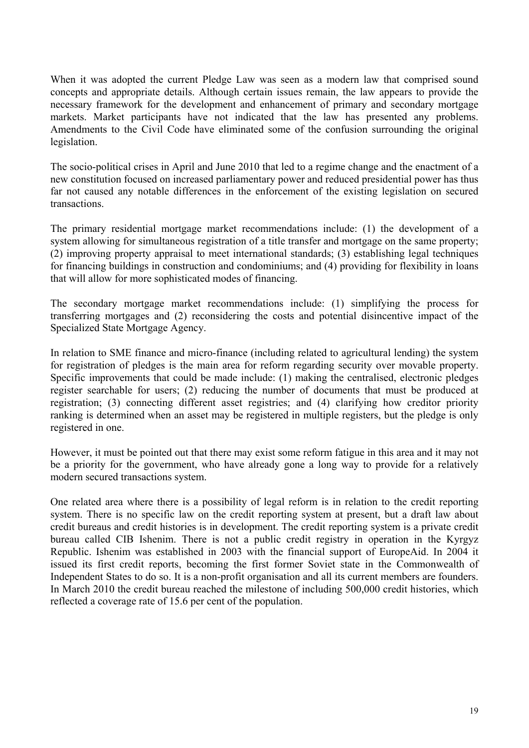When it was adopted the current Pledge Law was seen as a modern law that comprised sound concepts and appropriate details. Although certain issues remain, the law appears to provide the necessary framework for the development and enhancement of primary and secondary mortgage markets. Market participants have not indicated that the law has presented any problems. Amendments to the Civil Code have eliminated some of the confusion surrounding the original legislation.

The socio-political crises in April and June 2010 that led to a regime change and the enactment of a new constitution focused on increased parliamentary power and reduced presidential power has thus far not caused any notable differences in the enforcement of the existing legislation on secured transactions.

The primary residential mortgage market recommendations include: (1) the development of a system allowing for simultaneous registration of a title transfer and mortgage on the same property; (2) improving property appraisal to meet international standards; (3) establishing legal techniques for financing buildings in construction and condominiums; and (4) providing for flexibility in loans that will allow for more sophisticated modes of financing.

The secondary mortgage market recommendations include: (1) simplifying the process for transferring mortgages and (2) reconsidering the costs and potential disincentive impact of the Specialized State Mortgage Agency.

In relation to SME finance and micro-finance (including related to agricultural lending) the system for registration of pledges is the main area for reform regarding security over movable property. Specific improvements that could be made include: (1) making the centralised, electronic pledges register searchable for users; (2) reducing the number of documents that must be produced at registration; (3) connecting different asset registries; and (4) clarifying how creditor priority ranking is determined when an asset may be registered in multiple registers, but the pledge is only registered in one.

However, it must be pointed out that there may exist some reform fatigue in this area and it may not be a priority for the government, who have already gone a long way to provide for a relatively modern secured transactions system.

One related area where there is a possibility of legal reform is in relation to the credit reporting system. There is no specific law on the credit reporting system at present, but a draft law about credit bureaus and credit histories is in development. The credit reporting system is a private credit bureau called CIB Ishenim. There is not a public credit registry in operation in the Kyrgyz Republic. Ishenim was established in 2003 with the financial support of EuropeAid. In 2004 it issued its first credit reports, becoming the first former Soviet state in the Commonwealth of Independent States to do so. It is a non-profit organisation and all its current members are founders. In March 2010 the credit bureau reached the milestone of including 500,000 credit histories, which reflected a coverage rate of 15.6 per cent of the population.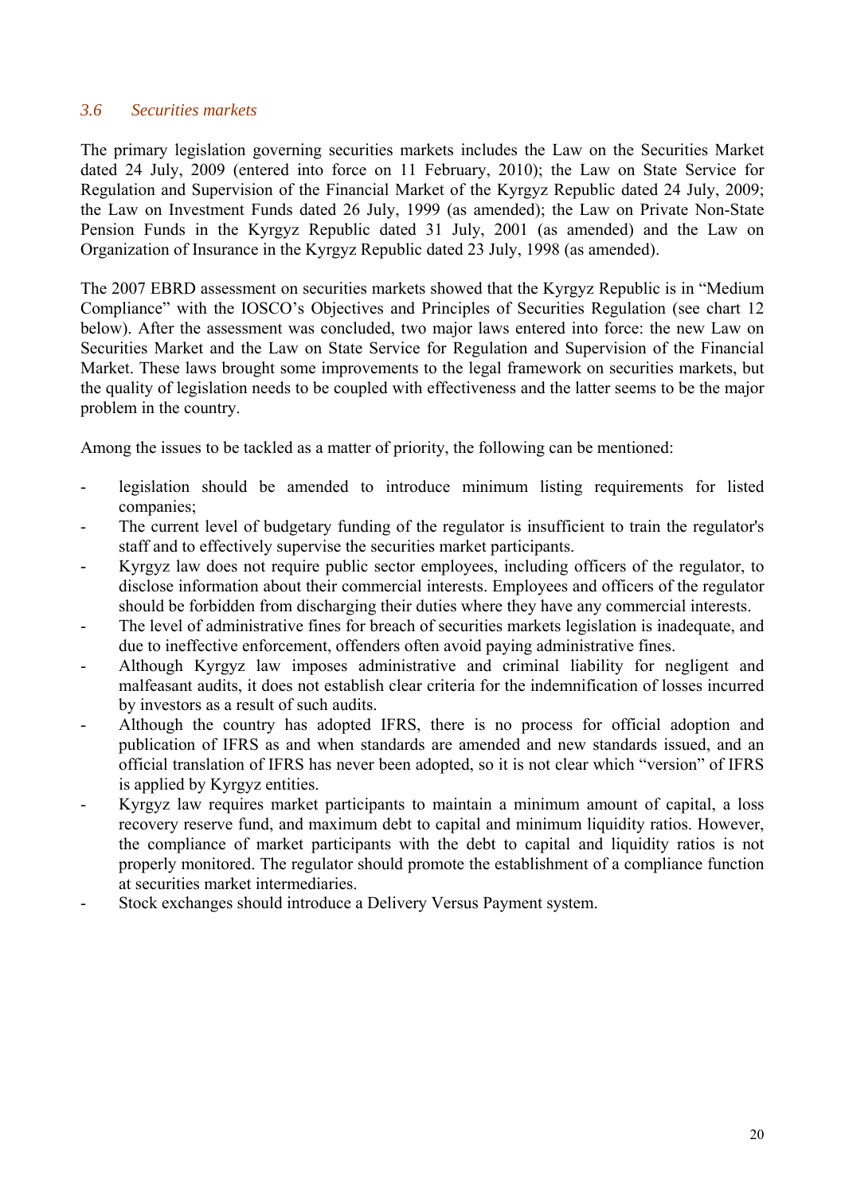### *3.6 Securities markets*

The primary legislation governing securities markets includes the Law on the Securities Market dated 24 July, 2009 (entered into force on 11 February, 2010); the Law on State Service for Regulation and Supervision of the Financial Market of the Kyrgyz Republic dated 24 July, 2009; the Law on Investment Funds dated 26 July, 1999 (as amended); the Law on Private Non-State Pension Funds in the Kyrgyz Republic dated 31 July, 2001 (as amended) and the Law on Organization of Insurance in the Kyrgyz Republic dated 23 July, 1998 (as amended).

The 2007 EBRD assessment on securities markets showed that the Kyrgyz Republic is in "Medium Compliance" with the IOSCO's Objectives and Principles of Securities Regulation (see chart 12 below). After the assessment was concluded, two major laws entered into force: the new Law on Securities Market and the Law on State Service for Regulation and Supervision of the Financial Market. These laws brought some improvements to the legal framework on securities markets, but the quality of legislation needs to be coupled with effectiveness and the latter seems to be the major problem in the country.

Among the issues to be tackled as a matter of priority, the following can be mentioned:

- legislation should be amended to introduce minimum listing requirements for listed companies;
- The current level of budgetary funding of the regulator is insufficient to train the regulator's staff and to effectively supervise the securities market participants.
- Kyrgyz law does not require public sector employees, including officers of the regulator, to disclose information about their commercial interests. Employees and officers of the regulator should be forbidden from discharging their duties where they have any commercial interests.
- The level of administrative fines for breach of securities markets legislation is inadequate, and due to ineffective enforcement, offenders often avoid paying administrative fines.
- Although Kyrgyz law imposes administrative and criminal liability for negligent and malfeasant audits, it does not establish clear criteria for the indemnification of losses incurred by investors as a result of such audits.
- Although the country has adopted IFRS, there is no process for official adoption and publication of IFRS as and when standards are amended and new standards issued, and an official translation of IFRS has never been adopted, so it is not clear which "version" of IFRS is applied by Kyrgyz entities.
- Kyrgyz law requires market participants to maintain a minimum amount of capital, a loss recovery reserve fund, and maximum debt to capital and minimum liquidity ratios. However, the compliance of market participants with the debt to capital and liquidity ratios is not properly monitored. The regulator should promote the establishment of a compliance function at securities market intermediaries.
- Stock exchanges should introduce a Delivery Versus Payment system.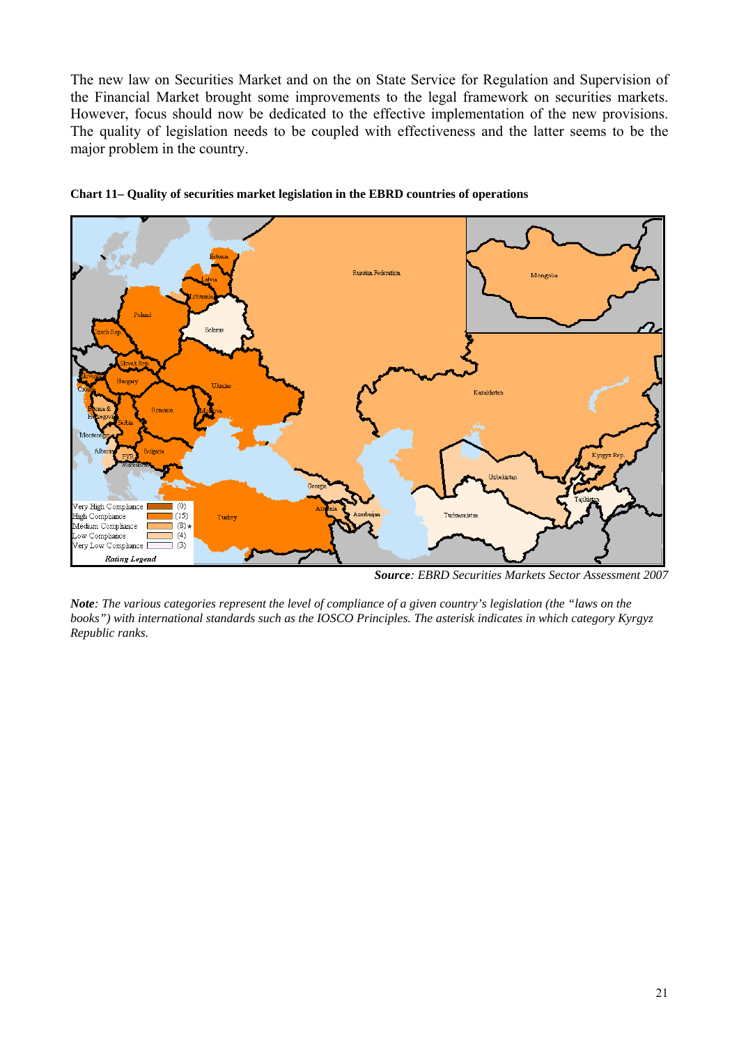The new law on Securities Market and on the on State Service for Regulation and Supervision of the Financial Market brought some improvements to the legal framework on securities markets. However, focus should now be dedicated to the effective implementation of the new provisions. The quality of legislation needs to be coupled with effectiveness and the latter seems to be the major problem in the country.

**Chart 11– Quality of securities market legislation in the EBRD countries of operations**

*Source: EBRD Securities Markets Sector Assessment 2007*

***Note**: The various categories represent the level of compliance of a given country's legislation (the "laws on the books") with international standards such as the IOSCO Principles. The asterisk indicates in which category Kyrgyz Republic ranks.*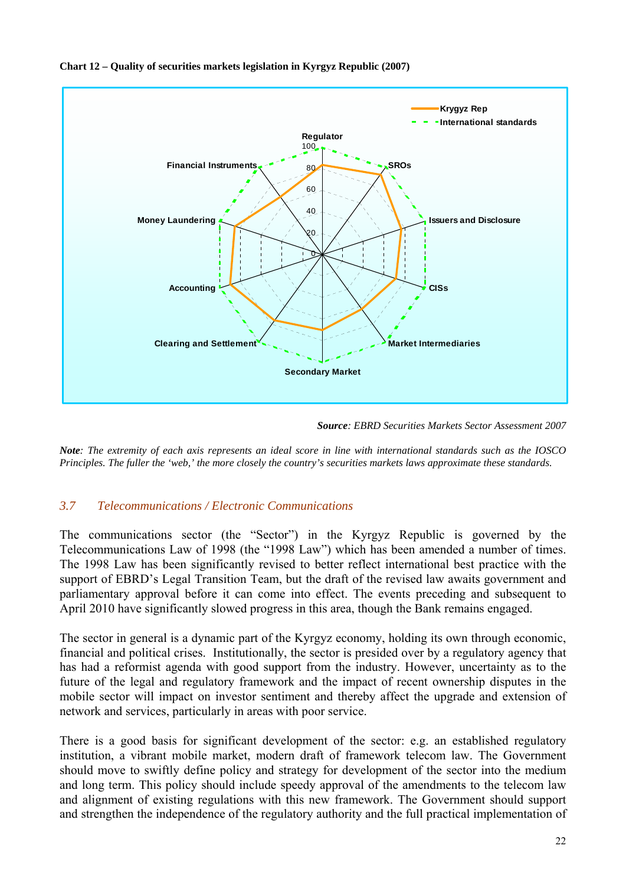**Chart 12 – Quality of securities markets legislation in Kyrgyz Republic (2007)**

*Source: EBRD Securities Markets Sector Assessment 2007*

***Note**: The extremity of each axis represents an ideal score in line with international standards such as the IOSCO Principles. The fuller the 'web,' the more closely the country's securities markets laws approximate these standards.*

## *3.7 Telecommunications / Electronic Communications*

The communications sector (the "Sector") in the Kyrgyz Republic is governed by the Telecommunications Law of 1998 (the "1998 Law") which has been amended a number of times. The 1998 Law has been significantly revised to better reflect international best practice with the support of EBRD's Legal Transition Team, but the draft of the revised law awaits government and parliamentary approval before it can come into effect. The events preceding and subsequent to April 2010 have significantly slowed progress in this area, though the Bank remains engaged.

The sector in general is a dynamic part of the Kyrgyz economy, holding its own through economic, financial and political crises. Institutionally, the sector is presided over by a regulatory agency that has had a reformist agenda with good support from the industry. However, uncertainty as to the future of the legal and regulatory framework and the impact of recent ownership disputes in the mobile sector will impact on investor sentiment and thereby affect the upgrade and extension of network and services, particularly in areas with poor service.

There is a good basis for significant development of the sector: e.g. an established regulatory institution, a vibrant mobile market, modern draft of framework telecom law. The Government should move to swiftly define policy and strategy for development of the sector into the medium and long term. This policy should include speedy approval of the amendments to the telecom law and alignment of existing regulations with this new framework. The Government should support and strengthen the independence of the regulatory authority and the full practical implementation of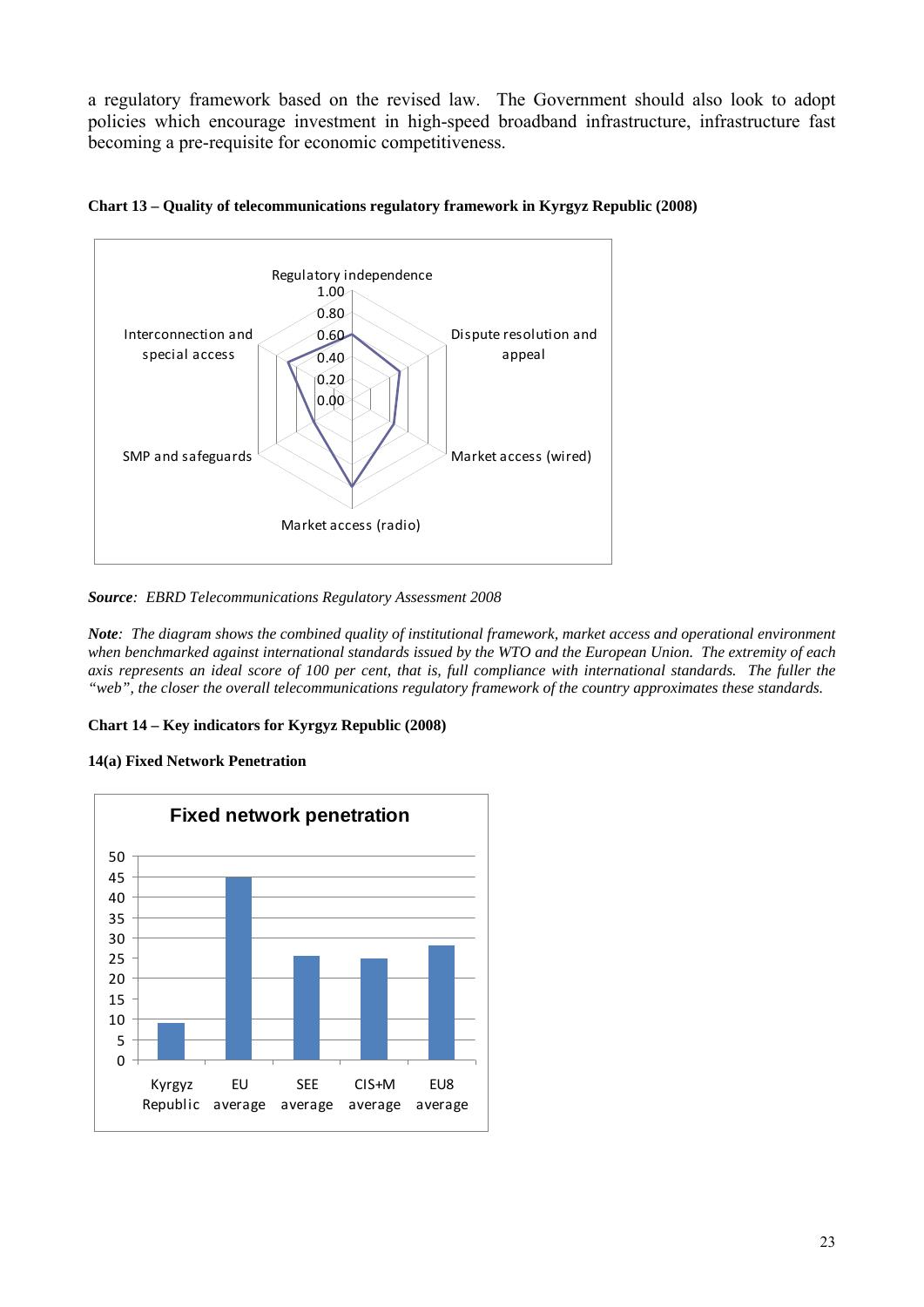a regulatory framework based on the revised law. The Government should also look to adopt policies which encourage investment in high-speed broadband infrastructure, infrastructure fast becoming a pre-requisite for economic competitiveness.

**Chart 13 – Quality of telecommunications regulatory framework in Kyrgyz Republic (2008)**

***Source**: EBRD Telecommunications Regulatory Assessment 2008*

***Note**: The diagram shows the combined quality of institutional framework, market access and operational environment when benchmarked against international standards issued by the WTO and the European Union. The extremity of each axis represents an ideal score of 100 per cent, that is, full compliance with international standards. The fuller the "web", the closer the overall telecommunications regulatory framework of the country approximates these standards.*

**Chart 14 – Key indicators for Kyrgyz Republic (2008)**

**14(a) Fixed Network Penetration**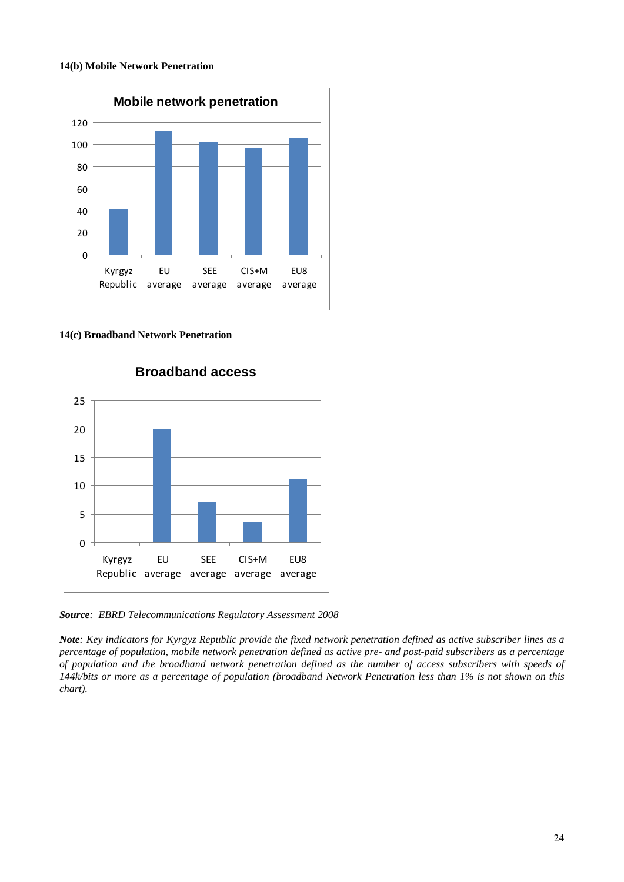**14(b) Mobile Network Penetration**

Mobile network penetration

120
100
80
60
40
20
0

Kyrgyz Republic
EU average
SEE average
CIS+M average
EU8 average

**14(c) Broadband Network Penetration**

Broadband access

25
20
15
10
5
0

Kyrgyz Republic
EU average
SEE average
CIS+M average
EU8 average

***Source**: EBRD Telecommunications Regulatory Assessment 2008*

***Note**: Key indicators for Kyrgyz Republic provide the fixed network penetration defined as active subscriber lines as a percentage of population, mobile network penetration defined as active pre- and post-paid subscribers as a percentage of population and the broadband network penetration defined as the number of access subscribers with speeds of 144k/bits or more as a percentage of population (broadband Network Penetration less than 1% is not shown on this chart).*